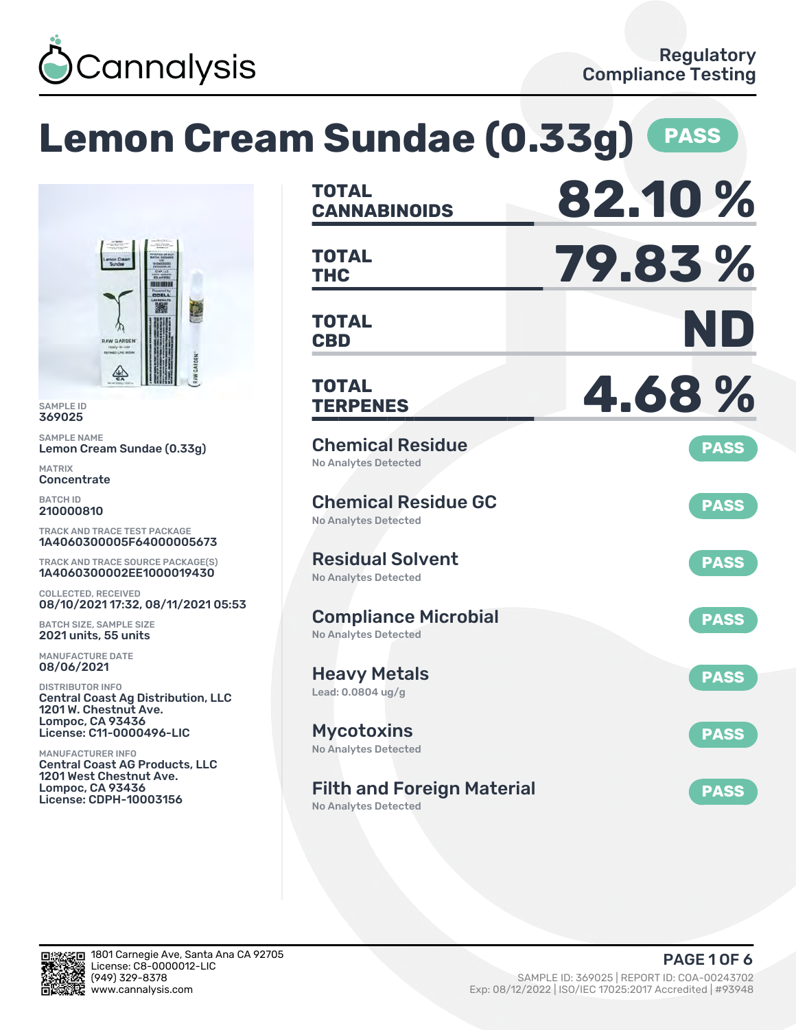Cannalysis

Regulatory Compliance Testing

# Lemon Cream Sundae (0.33g) PASS

SAMPLE ID
369025

SAMPLE NAME
Lemon Cream Sundae (0.33g)

MATRIX
Concentrate

BATCH ID
210000810

TRACK AND TRACE TEST PACKAGE
1A4060300005F64000005673

TRACK AND TRACE SOURCE PACKAGE(S)
1A4060300002EE1000019430

COLLECTED, RECEIVED
08/10/2021 17:32, 08/11/2021 05:53

BATCH SIZE, SAMPLE SIZE
2021 units, 55 units

MANUFACTURE DATE
08/06/2021

DISTRIBUTOR INFO
Central Coast Ag Distribution, LLC
1201 W. Chestnut Ave.
Lompoc, CA 93436
License: C11-0000496-LIC

MANUFACTURER INFO
Central Coast AG Products, LLC
1201 West Chestnut Ave.
Lompoc, CA 93436
License: CDPH-10003156

| | |
|---|---|
| TOTAL CANNABINOIDS | 82.10 % |
| TOTAL THC | 79.83 % |
| TOTAL CBD | ND |
| TOTAL TERPENES | 4.68 % |

| Test | Result | Status |
|---|---|---|
| Chemical Residue | No Analytes Detected | PASS |
| Chemical Residue GC | No Analytes Detected | PASS |
| Residual Solvent | No Analytes Detected | PASS |
| Compliance Microbial | No Analytes Detected | PASS |
| Heavy Metals | Lead: 0.0804 ug/g | PASS |
| Mycotoxins | No Analytes Detected | PASS |
| Filth and Foreign Material | No Analytes Detected | PASS |

1801 Carnegie Ave, Santa Ana CA 92705
License: C8-0000012-LIC
(949) 329-8378
www.cannalysis.com

SAMPLE ID: 369025 | REPORT ID: COA-00243702
Exp: 08/12/2022 | ISO/IEC 17025:2017 Accredited | #93948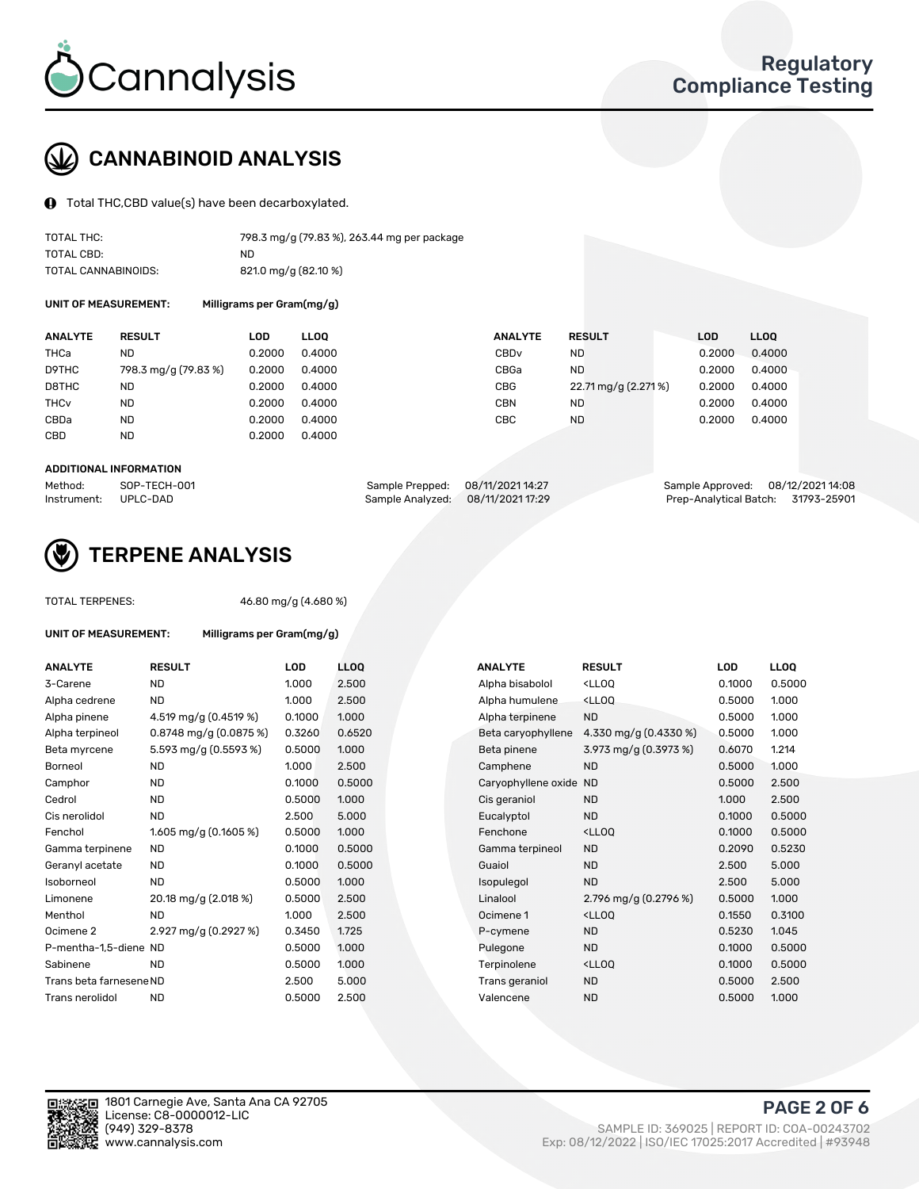# Cannalysis

## Regulatory Compliance Testing

## CANNABINOID ANALYSIS

Total THC,CBD value(s) have been decarboxylated.

| | |
|---|---|
| TOTAL THC: | 798.3 mg/g (79.83 %), 263.44 mg per package |
| TOTAL CBD: | ND |
| TOTAL CANNABINOIDS: | 821.0 mg/g (82.10 %) |

**UNIT OF MEASUREMENT:** Milligrams per Gram(mg/g)

| ANALYTE | RESULT | LOD | LLOQ | ANALYTE | RESULT | LOD | LLOQ |
|---|---|---|---|---|---|---|---|
| THCa | ND | 0.2000 | 0.4000 | CBDv | ND | 0.2000 | 0.4000 |
| D9THC | 798.3 mg/g (79.83 %) | 0.2000 | 0.4000 | CBGa | ND | 0.2000 | 0.4000 |
| D8THC | ND | 0.2000 | 0.4000 | CBG | 22.71 mg/g (2.271 %) | 0.2000 | 0.4000 |
| THCv | ND | 0.2000 | 0.4000 | CBN | ND | 0.2000 | 0.4000 |
| CBDa | ND | 0.2000 | 0.4000 | CBC | ND | 0.2000 | 0.4000 |
| CBD | ND | 0.2000 | 0.4000 | | | | |

**ADDITIONAL INFORMATION**

| | | | | | |
|---|---|---|---|---|---|
| Method: | SOP-TECH-001 | Sample Prepped: | 08/11/2021 14:27 | Sample Approved: | 08/12/2021 14:08 |
| Instrument: | UPLC-DAD | Sample Analyzed: | 08/11/2021 17:29 | Prep-Analytical Batch: | 31793-25901 |

## TERPENE ANALYSIS

TOTAL TERPENES: 46.80 mg/g (4.680 %)

**UNIT OF MEASUREMENT:** Milligrams per Gram(mg/g)

| ANALYTE | RESULT | LOD | LLOQ | ANALYTE | RESULT | LOD | LLOQ |
|---|---|---|---|---|---|---|---|
| 3-Carene | ND | 1.000 | 2.500 | Alpha bisabolol | <LLOQ | 0.1000 | 0.5000 |
| Alpha cedrene | ND | 1.000 | 2.500 | Alpha humulene | <LLOQ | 0.5000 | 1.000 |
| Alpha pinene | 4.519 mg/g (0.4519 %) | 0.1000 | 1.000 | Alpha terpinene | ND | 0.5000 | 1.000 |
| Alpha terpineol | 0.8748 mg/g (0.0875 %) | 0.3260 | 0.6520 | Beta caryophyllene | 4.330 mg/g (0.4330 %) | 0.5000 | 1.000 |
| Beta myrcene | 5.593 mg/g (0.5593 %) | 0.5000 | 1.000 | Beta pinene | 3.973 mg/g (0.3973 %) | 0.6070 | 1.214 |
| Borneol | ND | 1.000 | 2.500 | Camphene | ND | 0.5000 | 1.000 |
| Camphor | ND | 0.1000 | 0.5000 | Caryophyllene oxide | ND | 0.5000 | 2.500 |
| Cedrol | ND | 0.5000 | 1.000 | Cis geraniol | ND | 1.000 | 2.500 |
| Cis nerolidol | ND | 2.500 | 5.000 | Eucalyptol | ND | 0.1000 | 0.5000 |
| Fenchol | 1.605 mg/g (0.1605 %) | 0.5000 | 1.000 | Fenchone | <LLOQ | 0.1000 | 0.5000 |
| Gamma terpinene | ND | 0.1000 | 0.5000 | Gamma terpineol | ND | 0.2090 | 0.5230 |
| Geranyl acetate | ND | 0.1000 | 0.5000 | Guaiol | ND | 2.500 | 5.000 |
| Isoborneol | ND | 0.5000 | 1.000 | Isopulegol | ND | 2.500 | 5.000 |
| Limonene | 20.18 mg/g (2.018 %) | 0.5000 | 2.500 | Linalool | 2.796 mg/g (0.2796 %) | 0.5000 | 1.000 |
| Menthol | ND | 1.000 | 2.500 | Ocimene 1 | <LLOQ | 0.1550 | 0.3100 |
| Ocimene 2 | 2.927 mg/g (0.2927 %) | 0.3450 | 1.725 | P-cymene | ND | 0.5230 | 1.045 |
| P-mentha-1,5-diene | ND | 0.5000 | 1.000 | Pulegone | ND | 0.1000 | 0.5000 |
| Sabinene | ND | 0.5000 | 1.000 | Terpinolene | <LLOQ | 0.1000 | 0.5000 |
| Trans beta farnesene | ND | 2.500 | 5.000 | Trans geraniol | ND | 0.5000 | 2.500 |
| Trans nerolidol | ND | 0.5000 | 2.500 | Valencene | ND | 0.5000 | 1.000 |

1801 Carnegie Ave, Santa Ana CA 92705
License: C8-0000012-LIC
(949) 329-8378
www.cannalysis.com

SAMPLE ID: 369025 | REPORT ID: COA-00243702
Exp: 08/12/2022 | ISO/IEC 17025:2017 Accredited | #93948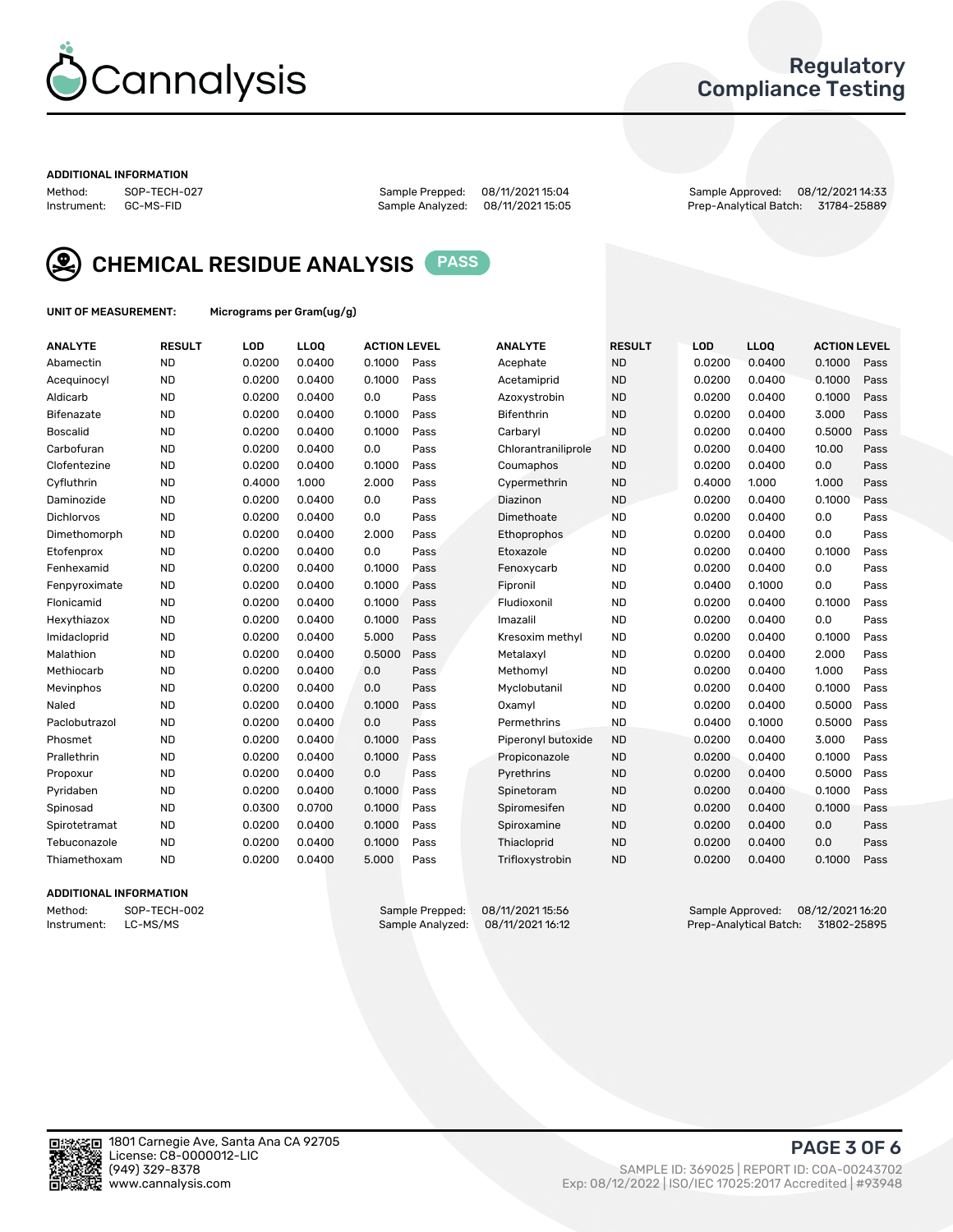# Cannalysis

## Regulatory Compliance Testing

**ADDITIONAL INFORMATION**

Method: SOP-TECH-027
Instrument: GC-MS-FID

Sample Prepped: 08/11/2021 15:04
Sample Analyzed: 08/11/2021 15:05

Sample Approved: 08/12/2021 14:33
Prep-Analytical Batch: 31784-25889

## CHEMICAL RESIDUE ANALYSIS PASS

**UNIT OF MEASUREMENT:** Micrograms per Gram(ug/g)

| ANALYTE | RESULT | LOD | LLOQ | ACTION LEVEL | | ANALYTE | RESULT | LOD | LLOQ | ACTION LEVEL | |
|---|---|---|---|---|---|---|---|---|---|---|---|
| Abamectin | ND | 0.0200 | 0.0400 | 0.1000 | Pass | Acephate | ND | 0.0200 | 0.0400 | 0.1000 | Pass |
| Acequinocyl | ND | 0.0200 | 0.0400 | 0.1000 | Pass | Acetamiprid | ND | 0.0200 | 0.0400 | 0.1000 | Pass |
| Aldicarb | ND | 0.0200 | 0.0400 | 0.0 | Pass | Azoxystrobin | ND | 0.0200 | 0.0400 | 0.1000 | Pass |
| Bifenazate | ND | 0.0200 | 0.0400 | 0.1000 | Pass | Bifenthrin | ND | 0.0200 | 0.0400 | 3.000 | Pass |
| Boscalid | ND | 0.0200 | 0.0400 | 0.1000 | Pass | Carbaryl | ND | 0.0200 | 0.0400 | 0.5000 | Pass |
| Carbofuran | ND | 0.0200 | 0.0400 | 0.0 | Pass | Chlorantraniliprole | ND | 0.0200 | 0.0400 | 10.00 | Pass |
| Clofentezine | ND | 0.0200 | 0.0400 | 0.1000 | Pass | Coumaphos | ND | 0.0200 | 0.0400 | 0.0 | Pass |
| Cyfluthrin | ND | 0.4000 | 1.000 | 2.000 | Pass | Cypermethrin | ND | 0.4000 | 1.000 | 1.000 | Pass |
| Daminozide | ND | 0.0200 | 0.0400 | 0.0 | Pass | Diazinon | ND | 0.0200 | 0.0400 | 0.1000 | Pass |
| Dichlorvos | ND | 0.0200 | 0.0400 | 0.0 | Pass | Dimethoate | ND | 0.0200 | 0.0400 | 0.0 | Pass |
| Dimethomorph | ND | 0.0200 | 0.0400 | 2.000 | Pass | Ethoprophos | ND | 0.0200 | 0.0400 | 0.0 | Pass |
| Etofenprox | ND | 0.0200 | 0.0400 | 0.0 | Pass | Etoxazole | ND | 0.0200 | 0.0400 | 0.1000 | Pass |
| Fenhexamid | ND | 0.0200 | 0.0400 | 0.1000 | Pass | Fenoxycarb | ND | 0.0200 | 0.0400 | 0.0 | Pass |
| Fenpyroximate | ND | 0.0200 | 0.0400 | 0.1000 | Pass | Fipronil | ND | 0.0400 | 0.1000 | 0.0 | Pass |
| Flonicamid | ND | 0.0200 | 0.0400 | 0.1000 | Pass | Fludioxonil | ND | 0.0200 | 0.0400 | 0.1000 | Pass |
| Hexythiazox | ND | 0.0200 | 0.0400 | 0.1000 | Pass | Imazalil | ND | 0.0200 | 0.0400 | 0.0 | Pass |
| Imidacloprid | ND | 0.0200 | 0.0400 | 5.000 | Pass | Kresoxim methyl | ND | 0.0200 | 0.0400 | 0.1000 | Pass |
| Malathion | ND | 0.0200 | 0.0400 | 0.5000 | Pass | Metalaxyl | ND | 0.0200 | 0.0400 | 2.000 | Pass |
| Methiocarb | ND | 0.0200 | 0.0400 | 0.0 | Pass | Methomyl | ND | 0.0200 | 0.0400 | 1.000 | Pass |
| Mevinphos | ND | 0.0200 | 0.0400 | 0.0 | Pass | Myclobutanil | ND | 0.0200 | 0.0400 | 0.1000 | Pass |
| Naled | ND | 0.0200 | 0.0400 | 0.1000 | Pass | Oxamyl | ND | 0.0200 | 0.0400 | 0.5000 | Pass |
| Paclobutrazol | ND | 0.0200 | 0.0400 | 0.0 | Pass | Permethrins | ND | 0.0400 | 0.1000 | 0.5000 | Pass |
| Phosmet | ND | 0.0200 | 0.0400 | 0.1000 | Pass | Piperonyl butoxide | ND | 0.0200 | 0.0400 | 3.000 | Pass |
| Prallethrin | ND | 0.0200 | 0.0400 | 0.1000 | Pass | Propiconazole | ND | 0.0200 | 0.0400 | 0.1000 | Pass |
| Propoxur | ND | 0.0200 | 0.0400 | 0.0 | Pass | Pyrethrins | ND | 0.0200 | 0.0400 | 0.5000 | Pass |
| Pyridaben | ND | 0.0200 | 0.0400 | 0.1000 | Pass | Spinetoram | ND | 0.0200 | 0.0400 | 0.1000 | Pass |
| Spinosad | ND | 0.0300 | 0.0700 | 0.1000 | Pass | Spiromesifen | ND | 0.0200 | 0.0400 | 0.1000 | Pass |
| Spirotetramat | ND | 0.0200 | 0.0400 | 0.1000 | Pass | Spiroxamine | ND | 0.0200 | 0.0400 | 0.0 | Pass |
| Tebuconazole | ND | 0.0200 | 0.0400 | 0.1000 | Pass | Thiacloprid | ND | 0.0200 | 0.0400 | 0.0 | Pass |
| Thiamethoxam | ND | 0.0200 | 0.0400 | 5.000 | Pass | Trifloxystrobin | ND | 0.0200 | 0.0400 | 0.1000 | Pass |

**ADDITIONAL INFORMATION**

Method: SOP-TECH-002
Instrument: LC-MS/MS

Sample Prepped: 08/11/2021 15:56
Sample Analyzed: 08/11/2021 16:12

Sample Approved: 08/12/2021 16:20
Prep-Analytical Batch: 31802-25895

1801 Carnegie Ave, Santa Ana CA 92705
License: C8-0000012-LIC
(949) 329-8378
www.cannalysis.com

SAMPLE ID: 369025 | REPORT ID: COA-00243702
Exp: 08/12/2022 | ISO/IEC 17025:2017 Accredited | #93948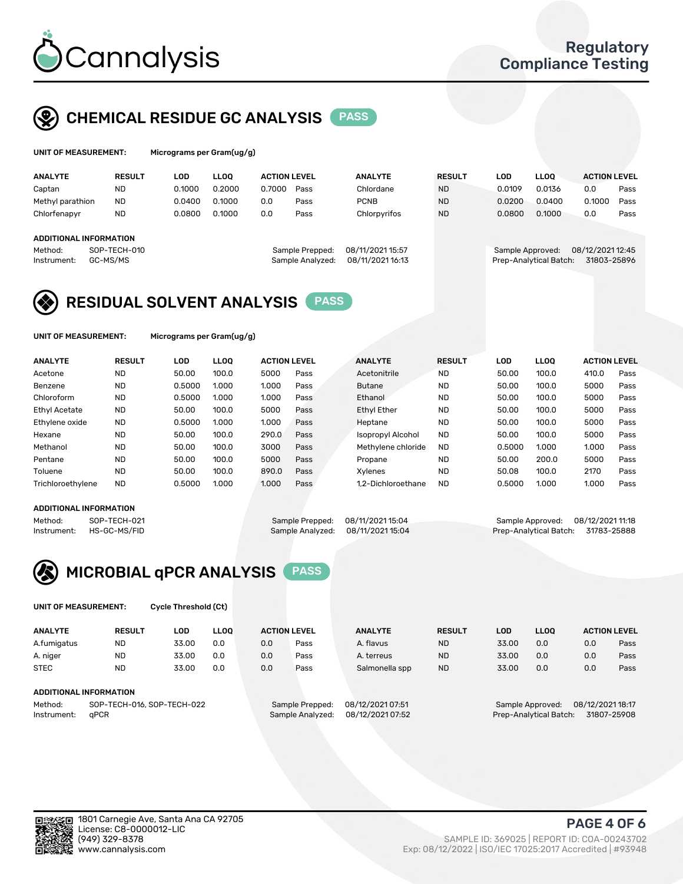# Cannalysis

Regulatory Compliance Testing

## CHEMICAL RESIDUE GC ANALYSIS PASS

**UNIT OF MEASUREMENT:** Micrograms per Gram(ug/g)

| ANALYTE | RESULT | LOD | LLOQ | ACTION LEVEL | | ANALYTE | RESULT | LOD | LLOQ | ACTION LEVEL | |
|---|---|---|---|---|---|---|---|---|---|---|---|
| Captan | ND | 0.1000 | 0.2000 | 0.7000 | Pass | Chlordane | ND | 0.0109 | 0.0136 | 0.0 | Pass |
| Methyl parathion | ND | 0.0400 | 0.1000 | 0.0 | Pass | PCNB | ND | 0.0200 | 0.0400 | 0.1000 | Pass |
| Chlorfenapyr | ND | 0.0800 | 0.1000 | 0.0 | Pass | Chlorpyrifos | ND | 0.0800 | 0.1000 | 0.0 | Pass |

**ADDITIONAL INFORMATION**

Method: SOP-TECH-010
Instrument: GC-MS/MS
Sample Prepped: 08/11/2021 15:57
Sample Analyzed: 08/11/2021 16:13
Sample Approved: 08/12/2021 12:45
Prep-Analytical Batch: 31803-25896

## RESIDUAL SOLVENT ANALYSIS PASS

**UNIT OF MEASUREMENT:** Micrograms per Gram(ug/g)

| ANALYTE | RESULT | LOD | LLOQ | ACTION LEVEL | | ANALYTE | RESULT | LOD | LLOQ | ACTION LEVEL | |
|---|---|---|---|---|---|---|---|---|---|---|---|
| Acetone | ND | 50.00 | 100.0 | 5000 | Pass | Acetonitrile | ND | 50.00 | 100.0 | 410.0 | Pass |
| Benzene | ND | 0.5000 | 1.000 | 1.000 | Pass | Butane | ND | 50.00 | 100.0 | 5000 | Pass |
| Chloroform | ND | 0.5000 | 1.000 | 1.000 | Pass | Ethanol | ND | 50.00 | 100.0 | 5000 | Pass |
| Ethyl Acetate | ND | 50.00 | 100.0 | 5000 | Pass | Ethyl Ether | ND | 50.00 | 100.0 | 5000 | Pass |
| Ethylene oxide | ND | 0.5000 | 1.000 | 1.000 | Pass | Heptane | ND | 50.00 | 100.0 | 5000 | Pass |
| Hexane | ND | 50.00 | 100.0 | 290.0 | Pass | Isopropyl Alcohol | ND | 50.00 | 100.0 | 5000 | Pass |
| Methanol | ND | 50.00 | 100.0 | 3000 | Pass | Methylene chloride | ND | 0.5000 | 1.000 | 1.000 | Pass |
| Pentane | ND | 50.00 | 100.0 | 5000 | Pass | Propane | ND | 50.00 | 200.0 | 5000 | Pass |
| Toluene | ND | 50.00 | 100.0 | 890.0 | Pass | Xylenes | ND | 50.08 | 100.0 | 2170 | Pass |
| Trichloroethylene | ND | 0.5000 | 1.000 | 1.000 | Pass | 1,2-Dichloroethane | ND | 0.5000 | 1.000 | 1.000 | Pass |

**ADDITIONAL INFORMATION**

Method: SOP-TECH-021
Instrument: HS-GC-MS/FID
Sample Prepped: 08/11/2021 15:04
Sample Analyzed: 08/11/2021 15:04
Sample Approved: 08/12/2021 11:18
Prep-Analytical Batch: 31783-25888

## MICROBIAL qPCR ANALYSIS PASS

**UNIT OF MEASUREMENT:** Cycle Threshold (Ct)

| ANALYTE | RESULT | LOD | LLOQ | ACTION LEVEL | | ANALYTE | RESULT | LOD | LLOQ | ACTION LEVEL | |
|---|---|---|---|---|---|---|---|---|---|---|---|
| A.fumigatus | ND | 33.00 | 0.0 | 0.0 | Pass | A. flavus | ND | 33.00 | 0.0 | 0.0 | Pass |
| A. niger | ND | 33.00 | 0.0 | 0.0 | Pass | A. terreus | ND | 33.00 | 0.0 | 0.0 | Pass |
| STEC | ND | 33.00 | 0.0 | 0.0 | Pass | Salmonella spp | ND | 33.00 | 0.0 | 0.0 | Pass |

**ADDITIONAL INFORMATION**

Method: SOP-TECH-016, SOP-TECH-022
Instrument: qPCR
Sample Prepped: 08/12/2021 07:51
Sample Analyzed: 08/12/2021 07:52
Sample Approved: 08/12/2021 18:17
Prep-Analytical Batch: 31807-25908

1801 Carnegie Ave, Santa Ana CA 92705
License: C8-0000012-LIC
(949) 329-8378
www.cannalysis.com

SAMPLE ID: 369025 | REPORT ID: COA-00243702
Exp: 08/12/2022 | ISO/IEC 17025:2017 Accredited | #93948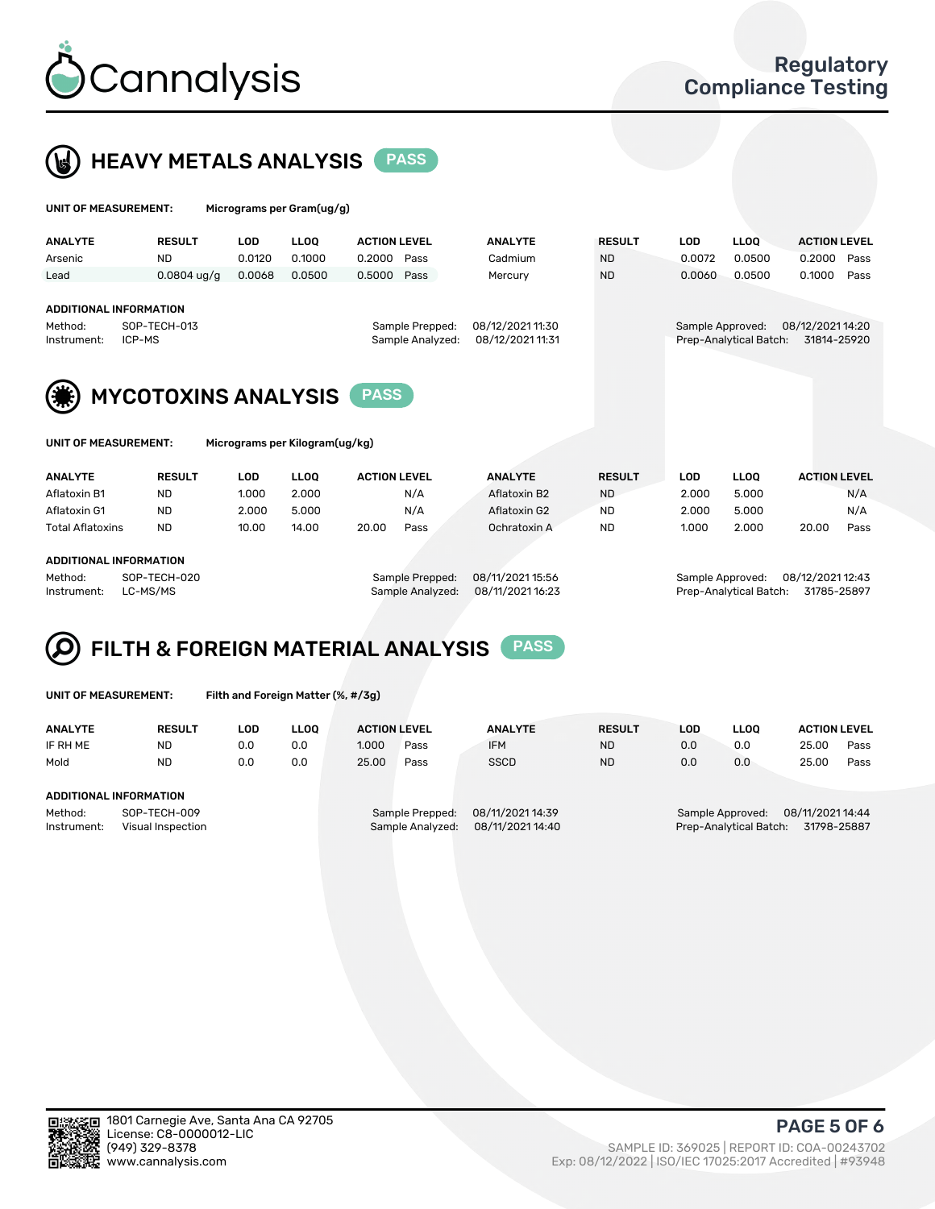# Cannalysis

**Regulatory Compliance Testing**

## HEAVY METALS ANALYSIS PASS

**UNIT OF MEASUREMENT:** Micrograms per Gram(ug/g)

| ANALYTE | RESULT | LOD | LLOQ | ACTION LEVEL | | ANALYTE | RESULT | LOD | LLOQ | ACTION LEVEL | |
|---|---|---|---|---|---|---|---|---|---|---|---|
| Arsenic | ND | 0.0120 | 0.1000 | 0.2000 | Pass | Cadmium | ND | 0.0072 | 0.0500 | 0.2000 | Pass |
| Lead | 0.0804 ug/g | 0.0068 | 0.0500 | 0.5000 | Pass | Mercury | ND | 0.0060 | 0.0500 | 0.1000 | Pass |

**ADDITIONAL INFORMATION**

| | | | | | |
|---|---|---|---|---|---|
| Method: | SOP-TECH-013 | Sample Prepped: | 08/12/2021 11:30 | Sample Approved: | 08/12/2021 14:20 |
| Instrument: | ICP-MS | Sample Analyzed: | 08/12/2021 11:31 | Prep-Analytical Batch: | 31814-25920 |

## MYCOTOXINS ANALYSIS PASS

**UNIT OF MEASUREMENT:** Micrograms per Kilogram(ug/kg)

| ANALYTE | RESULT | LOD | LLOQ | ACTION LEVEL | | ANALYTE | RESULT | LOD | LLOQ | ACTION LEVEL | |
|---|---|---|---|---|---|---|---|---|---|---|---|
| Aflatoxin B1 | ND | 1.000 | 2.000 | | N/A | Aflatoxin B2 | ND | 2.000 | 5.000 | | N/A |
| Aflatoxin G1 | ND | 2.000 | 5.000 | | N/A | Aflatoxin G2 | ND | 2.000 | 5.000 | | N/A |
| Total Aflatoxins | ND | 10.00 | 14.00 | 20.00 | Pass | Ochratoxin A | ND | 1.000 | 2.000 | 20.00 | Pass |

**ADDITIONAL INFORMATION**

| | | | | | |
|---|---|---|---|---|---|
| Method: | SOP-TECH-020 | Sample Prepped: | 08/11/2021 15:56 | Sample Approved: | 08/12/2021 12:43 |
| Instrument: | LC-MS/MS | Sample Analyzed: | 08/11/2021 16:23 | Prep-Analytical Batch: | 31785-25897 |

## FILTH & FOREIGN MATERIAL ANALYSIS PASS

**UNIT OF MEASUREMENT:** Filth and Foreign Matter (%, #/3g)

| ANALYTE | RESULT | LOD | LLOQ | ACTION LEVEL | | ANALYTE | RESULT | LOD | LLOQ | ACTION LEVEL | |
|---|---|---|---|---|---|---|---|---|---|---|---|
| IF RH ME | ND | 0.0 | 0.0 | 1.000 | Pass | IFM | ND | 0.0 | 0.0 | 25.00 | Pass |
| Mold | ND | 0.0 | 0.0 | 25.00 | Pass | SSCD | ND | 0.0 | 0.0 | 25.00 | Pass |

**ADDITIONAL INFORMATION**

| | | | | | |
|---|---|---|---|---|---|
| Method: | SOP-TECH-009 | Sample Prepped: | 08/11/2021 14:39 | Sample Approved: | 08/11/2021 14:44 |
| Instrument: | Visual Inspection | Sample Analyzed: | 08/11/2021 14:40 | Prep-Analytical Batch: | 31798-25887 |

1801 Carnegie Ave, Santa Ana CA 92705
License: C8-0000012-LIC
(949) 329-8378
www.cannalysis.com

SAMPLE ID: 369025 | REPORT ID: COA-00243702
Exp: 08/12/2022 | ISO/IEC 17025:2017 Accredited | #93948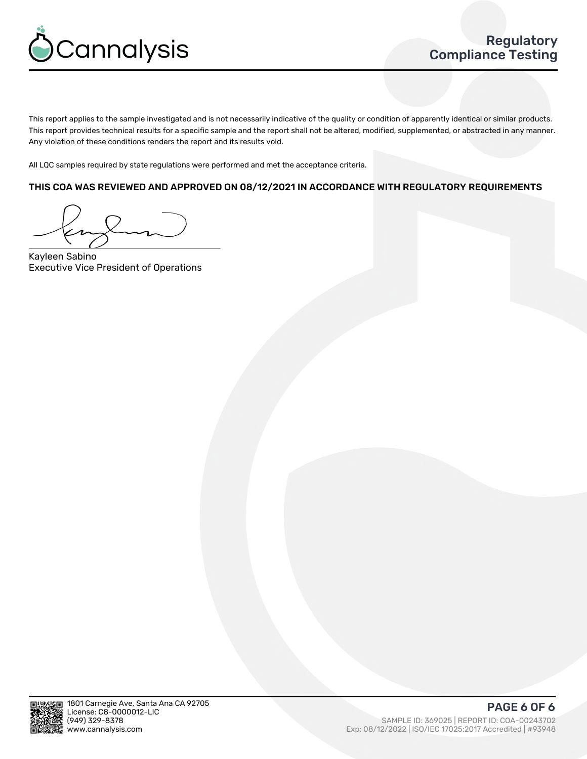This report applies to the sample investigated and is not necessarily indicative of the quality or condition of apparently identical or similar products. This report provides technical results for a specific sample and the report shall not be altered, modified, supplemented, or abstracted in any manner. Any violation of these conditions renders the report and its results void.

All LQC samples required by state regulations were performed and met the acceptance criteria.

**THIS COA WAS REVIEWED AND APPROVED ON 08/12/2021 IN ACCORDANCE WITH REGULATORY REQUIREMENTS**

Kayleen Sabino
Executive Vice President of Operations